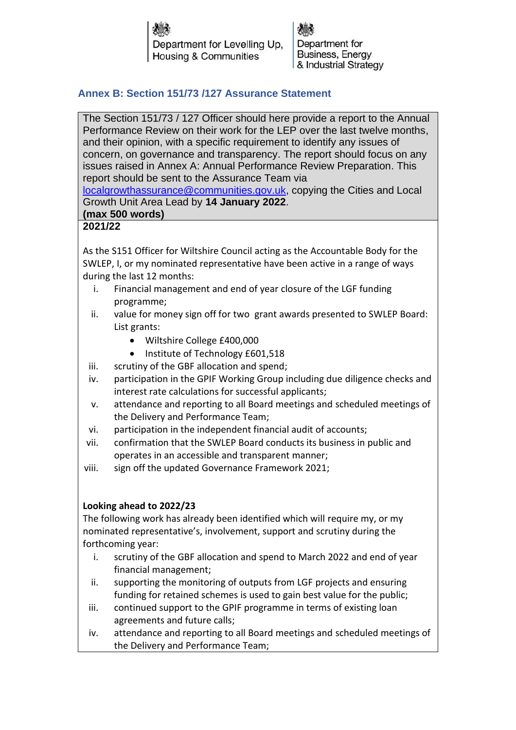Department for Levelling Up, Housing & Communities

Department for Business, Energy & Industrial Strategy

## Annex B: Section 151/73 /127 Assurance Statement

The Section 151/73 / 127 Officer should here provide a report to the Annual Performance Review on their work for the LEP over the last twelve months, and their opinion, with a specific requirement to identify any issues of concern, on governance and transparency. The report should focus on any issues raised in Annex A: Annual Performance Review Preparation. This report should be sent to the Assurance Team via localgrowthassurance@communities.gov.uk, copying the Cities and Local Growth Unit Area Lead by **14 January 2022**.

**(max 500 words)**

**2021/22**

As the S151 Officer for Wiltshire Council acting as the Accountable Body for the SWLEP, I, or my nominated representative have been active in a range of ways during the last 12 months:

i. Financial management and end of year closure of the LGF funding programme;
ii. value for money sign off for two grant awards presented to SWLEP Board: List grants:
   - Wiltshire College £400,000
   - Institute of Technology £601,518
iii. scrutiny of the GBF allocation and spend;
iv. participation in the GPIF Working Group including due diligence checks and interest rate calculations for successful applicants;
v. attendance and reporting to all Board meetings and scheduled meetings of the Delivery and Performance Team;
vi. participation in the independent financial audit of accounts;
vii. confirmation that the SWLEP Board conducts its business in public and operates in an accessible and transparent manner;
viii. sign off the updated Governance Framework 2021;

**Looking ahead to 2022/23**

The following work has already been identified which will require my, or my nominated representative's, involvement, support and scrutiny during the forthcoming year:

i. scrutiny of the GBF allocation and spend to March 2022 and end of year financial management;
ii. supporting the monitoring of outputs from LGF projects and ensuring funding for retained schemes is used to gain best value for the public;
iii. continued support to the GPIF programme in terms of existing loan agreements and future calls;
iv. attendance and reporting to all Board meetings and scheduled meetings of the Delivery and Performance Team;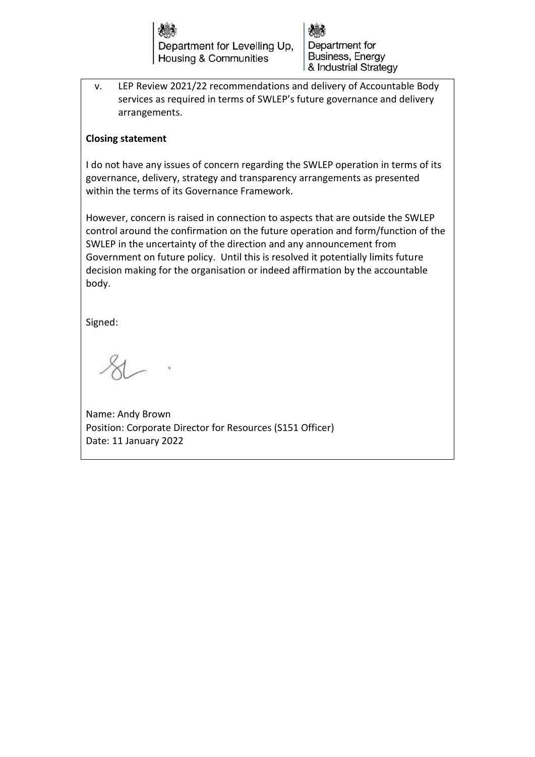v. LEP Review 2021/22 recommendations and delivery of Accountable Body services as required in terms of SWLEP's future governance and delivery arrangements.

**Closing statement**

I do not have any issues of concern regarding the SWLEP operation in terms of its governance, delivery, strategy and transparency arrangements as presented within the terms of its Governance Framework.

However, concern is raised in connection to aspects that are outside the SWLEP control around the confirmation on the future operation and form/function of the SWLEP in the uncertainty of the direction and any announcement from Government on future policy. Until this is resolved it potentially limits future decision making for the organisation or indeed affirmation by the accountable body.

Signed:

Name: Andy Brown
Position: Corporate Director for Resources (S151 Officer)
Date: 11 January 2022